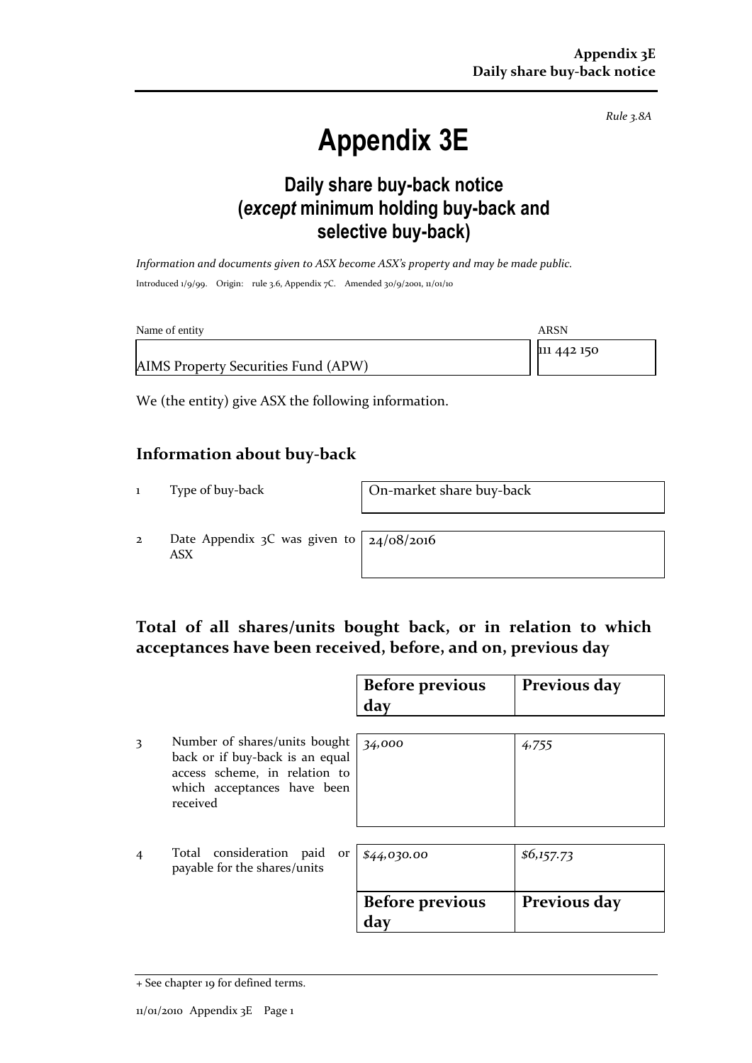Rule 3.8A

# Appendix 3E

## Daily share buy-back notice (*except* minimum holding buy-back and selective buy-back)

*Information and documents given to ASX become ASX's property and may be made public.*

Introduced 1/9/99. Origin: rule 3.6, Appendix 7C. Amended 30/9/2001, 11/01/10

| Name of entity | ARSN |
|---|---|
| AIMS Property Securities Fund (APW) | 111 442 150 |

We (the entity) give ASX the following information.

## Information about buy-back

| | | |
|---|---|---|
| 1 | Type of buy-back | On-market share buy-back |
| 2 | Date Appendix 3C was given to ASX | 24/08/2016 |

## Total of all shares/units bought back, or in relation to which acceptances have been received, before, and on, previous day

| | | Before previous day | Previous day |
|---|---|---|---|
| 3 | Number of shares/units bought back or if buy-back is an equal access scheme, in relation to which acceptances have been received | *34,000* | *4,755* |
| 4 | Total consideration paid or payable for the shares/units | *$44,030.00* | *$6,157.73* |
| | | **Before previous day** | **Previous day** |

+ See chapter 19 for defined terms.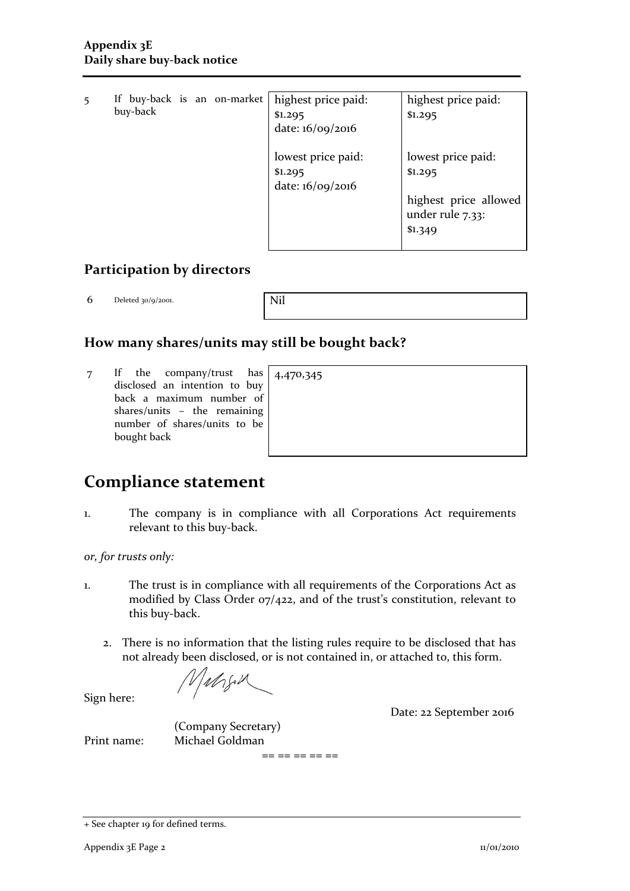| | | | |
|---|---|---|---|
| 5 | If buy-back is an on-market buy-back | highest price paid: $1.295<br>date: 16/09/2016<br><br>lowest price paid: $1.295<br>date: 16/09/2016 | highest price paid: $1.295<br><br>lowest price paid: $1.295<br><br>highest price allowed under rule 7.33: $1.349 |

## Participation by directors

| | | |
|---|---|---|
| 6 | Deleted 30/9/2001. | Nil |

## How many shares/units may still be bought back?

| | | |
|---|---|---|
| 7 | If the company/trust has disclosed an intention to buy back a maximum number of shares/units – the remaining number of shares/units to be bought back | 4,470,345 |

# Compliance statement

1. The company is in compliance with all Corporations Act requirements relevant to this buy-back.

*or, for trusts only:*

1. The trust is in compliance with all requirements of the Corporations Act as modified by Class Order 07/422, and of the trust's constitution, relevant to this buy-back.

2. There is no information that the listing rules require to be disclosed that has not already been disclosed, or is not contained in, or attached to, this form.

Sign here: (Company Secretary)

Date: 22 September 2016

Print name: Michael Goldman

== == == == ==

+ See chapter 19 for defined terms.